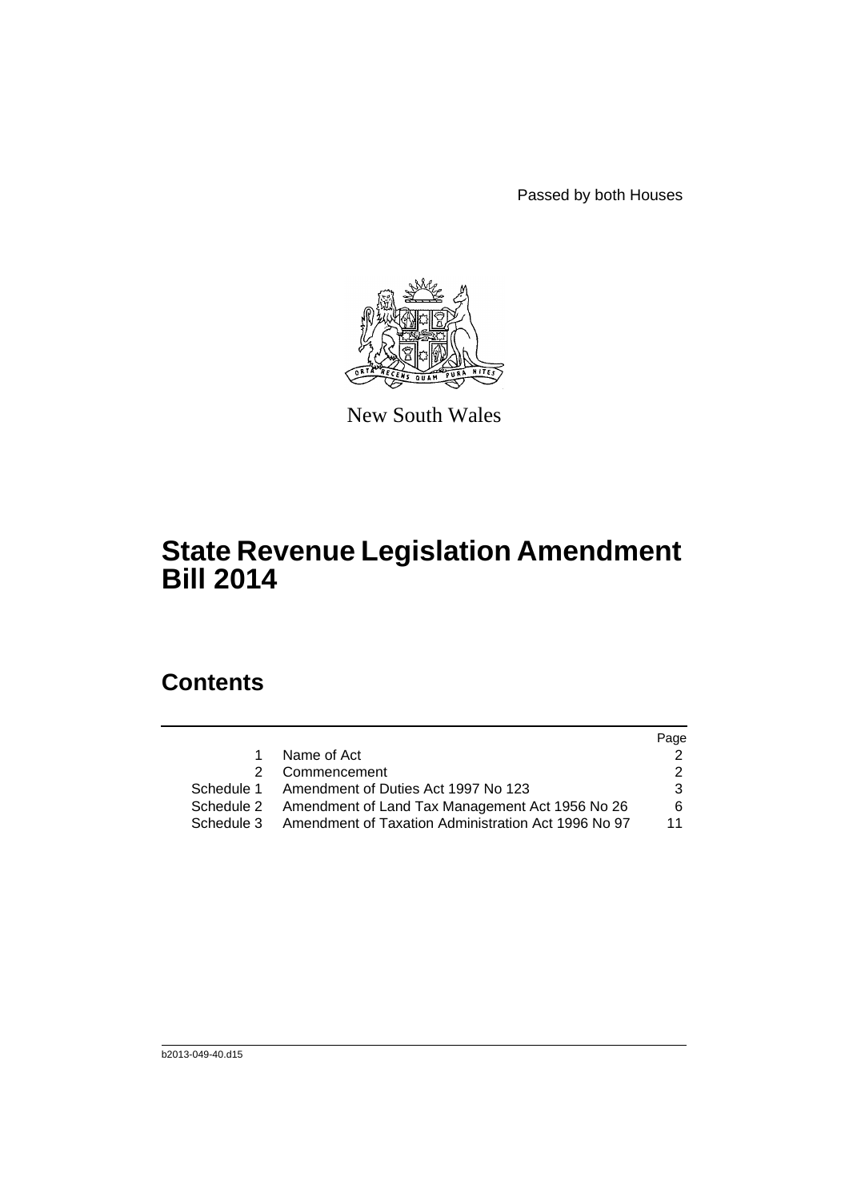Passed by both Houses

New South Wales

# State Revenue Legislation Amendment Bill 2014

## Contents

| | | Page |
|---|---|---|
| 1 | Name of Act | 2 |
| 2 | Commencement | 2 |
| Schedule 1 | Amendment of Duties Act 1997 No 123 | 3 |
| Schedule 2 | Amendment of Land Tax Management Act 1956 No 26 | 6 |
| Schedule 3 | Amendment of Taxation Administration Act 1996 No 97 | 11 |

b2013-049-40.d15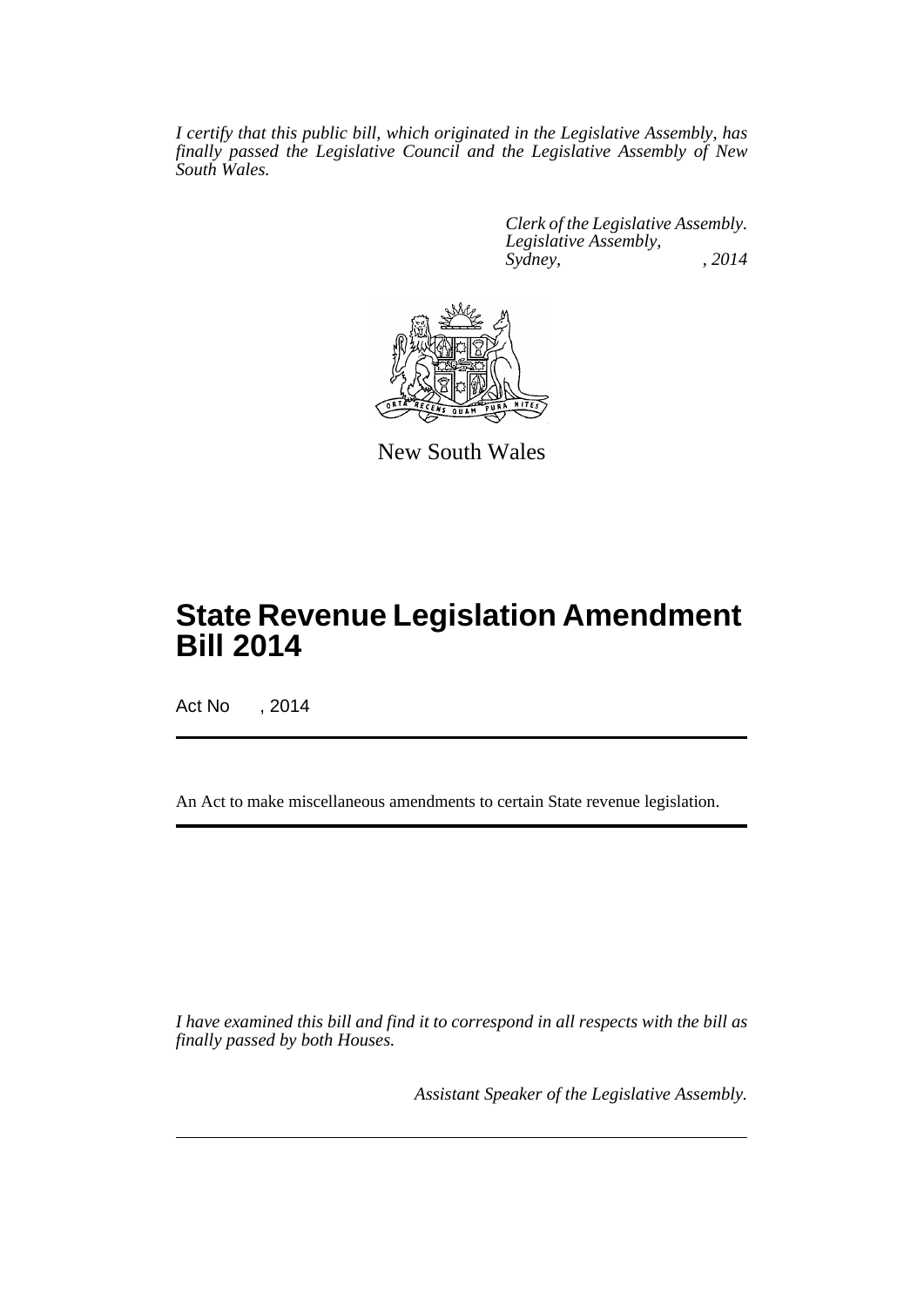*I certify that this public bill, which originated in the Legislative Assembly, has finally passed the Legislative Council and the Legislative Assembly of New South Wales.*

*Clerk of the Legislative Assembly.*
*Legislative Assembly,*
*Sydney, , 2014*

New South Wales

# State Revenue Legislation Amendment Bill 2014

Act No , 2014

An Act to make miscellaneous amendments to certain State revenue legislation.

*I have examined this bill and find it to correspond in all respects with the bill as finally passed by both Houses.*

*Assistant Speaker of the Legislative Assembly.*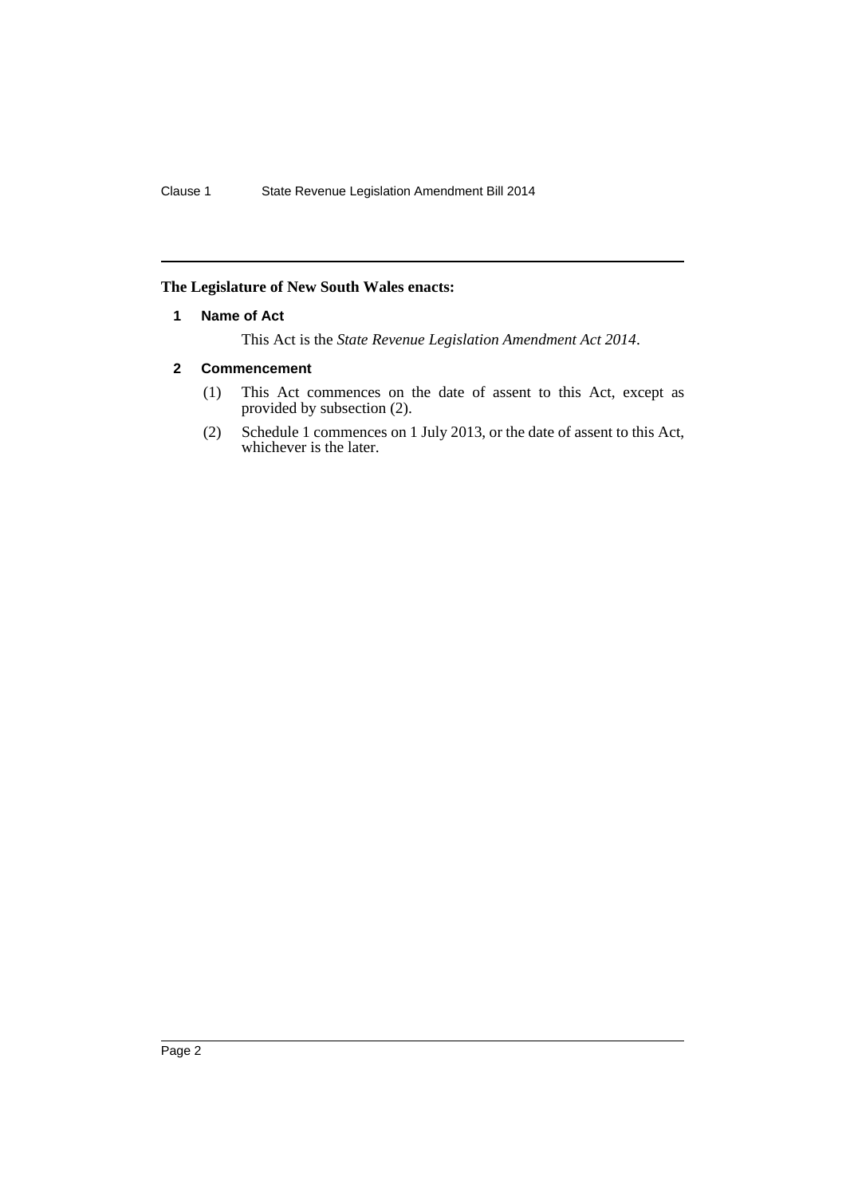**The Legislature of New South Wales enacts:**

## 1 Name of Act

This Act is the *State Revenue Legislation Amendment Act 2014*.

## 2 Commencement

(1) This Act commences on the date of assent to this Act, except as provided by subsection (2).

(2) Schedule 1 commences on 1 July 2013, or the date of assent to this Act, whichever is the later.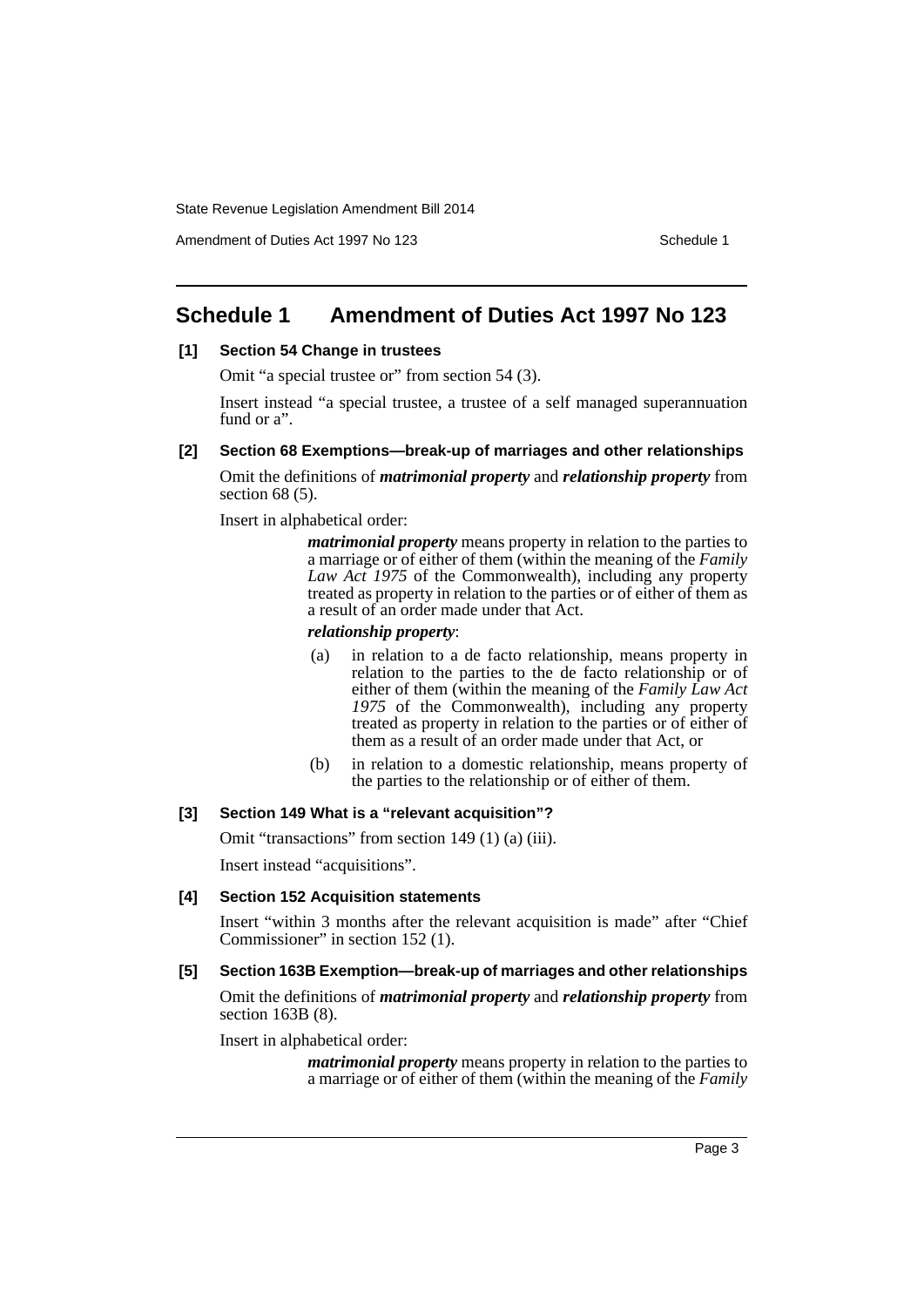# Schedule 1 Amendment of Duties Act 1997 No 123

## [1] Section 54 Change in trustees

Omit "a special trustee or" from section 54 (3).

Insert instead "a special trustee, a trustee of a self managed superannuation fund or a".

## [2] Section 68 Exemptions—break-up of marriages and other relationships

Omit the definitions of ***matrimonial property*** and ***relationship property*** from section 68 (5).

Insert in alphabetical order:

> ***matrimonial property*** means property in relation to the parties to a marriage or of either of them (within the meaning of the *Family Law Act 1975* of the Commonwealth), including any property treated as property in relation to the parties or of either of them as a result of an order made under that Act.
>
> ***relationship property***:
>
> (a) in relation to a de facto relationship, means property in relation to the parties to the de facto relationship or of either of them (within the meaning of the *Family Law Act 1975* of the Commonwealth), including any property treated as property in relation to the parties or of either of them as a result of an order made under that Act, or
>
> (b) in relation to a domestic relationship, means property of the parties to the relationship or of either of them.

## [3] Section 149 What is a "relevant acquisition"?

Omit "transactions" from section 149 (1) (a) (iii).

Insert instead "acquisitions".

## [4] Section 152 Acquisition statements

Insert "within 3 months after the relevant acquisition is made" after "Chief Commissioner" in section 152 (1).

## [5] Section 163B Exemption—break-up of marriages and other relationships

Omit the definitions of ***matrimonial property*** and ***relationship property*** from section 163B (8).

Insert in alphabetical order:

> ***matrimonial property*** means property in relation to the parties to a marriage or of either of them (within the meaning of the *Family*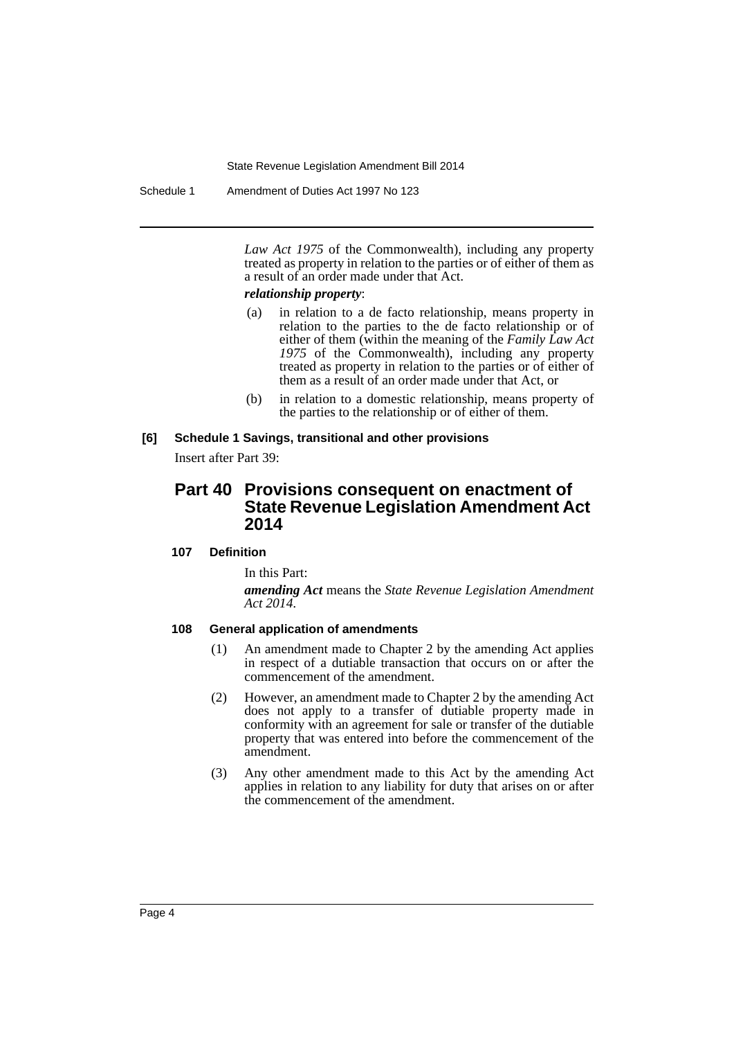*Law Act 1975* of the Commonwealth), including any property treated as property in relation to the parties or of either of them as a result of an order made under that Act.

***relationship property***:

(a) in relation to a de facto relationship, means property in relation to the parties to the de facto relationship or of either of them (within the meaning of the *Family Law Act 1975* of the Commonwealth), including any property treated as property in relation to the parties or of either of them as a result of an order made under that Act, or

(b) in relation to a domestic relationship, means property of the parties to the relationship or of either of them.

**[6] Schedule 1 Savings, transitional and other provisions**

Insert after Part 39:

## Part 40 Provisions consequent on enactment of State Revenue Legislation Amendment Act 2014

#### 107 Definition

In this Part:

***amending Act*** means the *State Revenue Legislation Amendment Act 2014*.

#### 108 General application of amendments

(1) An amendment made to Chapter 2 by the amending Act applies in respect of a dutiable transaction that occurs on or after the commencement of the amendment.

(2) However, an amendment made to Chapter 2 by the amending Act does not apply to a transfer of dutiable property made in conformity with an agreement for sale or transfer of the dutiable property that was entered into before the commencement of the amendment.

(3) Any other amendment made to this Act by the amending Act applies in relation to any liability for duty that arises on or after the commencement of the amendment.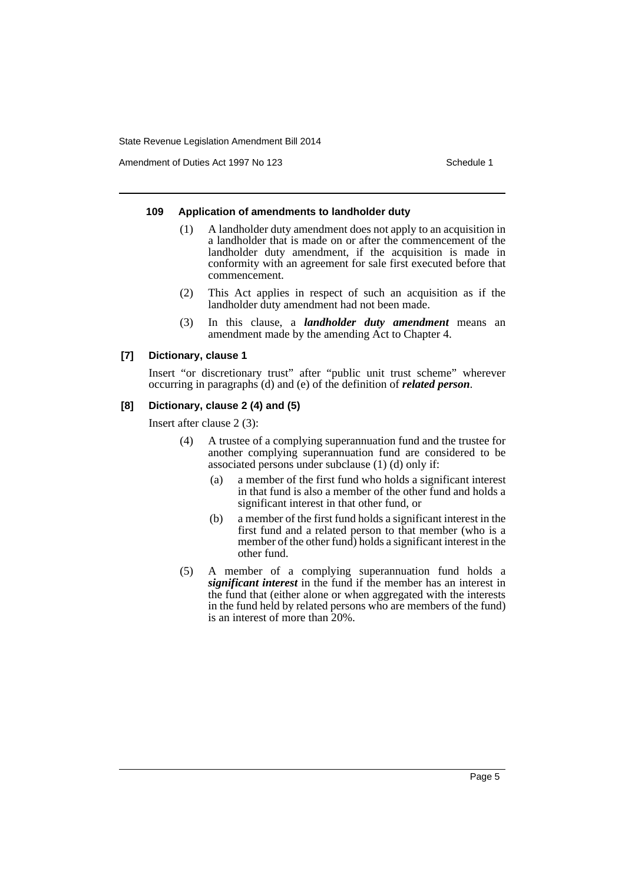#### 109 Application of amendments to landholder duty

(1) A landholder duty amendment does not apply to an acquisition in a landholder that is made on or after the commencement of the landholder duty amendment, if the acquisition is made in conformity with an agreement for sale first executed before that commencement.

(2) This Act applies in respect of such an acquisition as if the landholder duty amendment had not been made.

(3) In this clause, a ***landholder duty amendment*** means an amendment made by the amending Act to Chapter 4.

#### [7] Dictionary, clause 1

Insert "or discretionary trust" after "public unit trust scheme" wherever occurring in paragraphs (d) and (e) of the definition of ***related person***.

#### [8] Dictionary, clause 2 (4) and (5)

Insert after clause 2 (3):

(4) A trustee of a complying superannuation fund and the trustee for another complying superannuation fund are considered to be associated persons under subclause (1) (d) only if:

- (a) a member of the first fund who holds a significant interest in that fund is also a member of the other fund and holds a significant interest in that other fund, or
- (b) a member of the first fund holds a significant interest in the first fund and a related person to that member (who is a member of the other fund) holds a significant interest in the other fund.

(5) A member of a complying superannuation fund holds a ***significant interest*** in the fund if the member has an interest in the fund that (either alone or when aggregated with the interests in the fund held by related persons who are members of the fund) is an interest of more than 20%.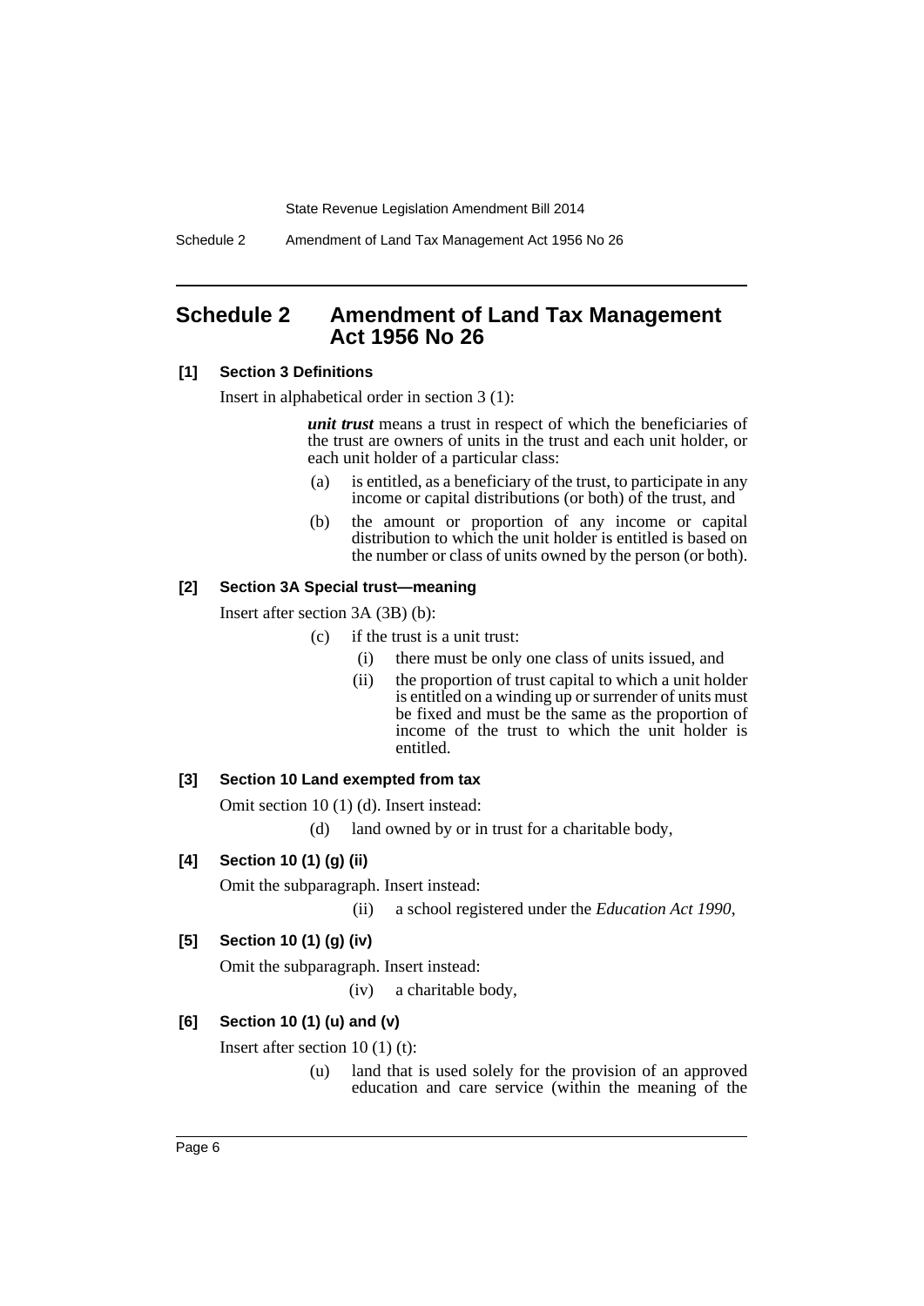## Schedule 2 Amendment of Land Tax Management Act 1956 No 26

### [1] Section 3 Definitions

Insert in alphabetical order in section 3 (1):

> ***unit trust*** means a trust in respect of which the beneficiaries of the trust are owners of units in the trust and each unit holder, or each unit holder of a particular class:
>
> (a) is entitled, as a beneficiary of the trust, to participate in any income or capital distributions (or both) of the trust, and
>
> (b) the amount or proportion of any income or capital distribution to which the unit holder is entitled is based on the number or class of units owned by the person (or both).

### [2] Section 3A Special trust—meaning

Insert after section 3A (3B) (b):

> (c) if the trust is a unit trust:
>
> (i) there must be only one class of units issued, and
>
> (ii) the proportion of trust capital to which a unit holder is entitled on a winding up or surrender of units must be fixed and must be the same as the proportion of income of the trust to which the unit holder is entitled.

### [3] Section 10 Land exempted from tax

Omit section 10 (1) (d). Insert instead:

> (d) land owned by or in trust for a charitable body,

### [4] Section 10 (1) (g) (ii)

Omit the subparagraph. Insert instead:

> (ii) a school registered under the *Education Act 1990*,

### [5] Section 10 (1) (g) (iv)

Omit the subparagraph. Insert instead:

> (iv) a charitable body,

### [6] Section 10 (1) (u) and (v)

Insert after section 10 (1) (t):

> (u) land that is used solely for the provision of an approved education and care service (within the meaning of the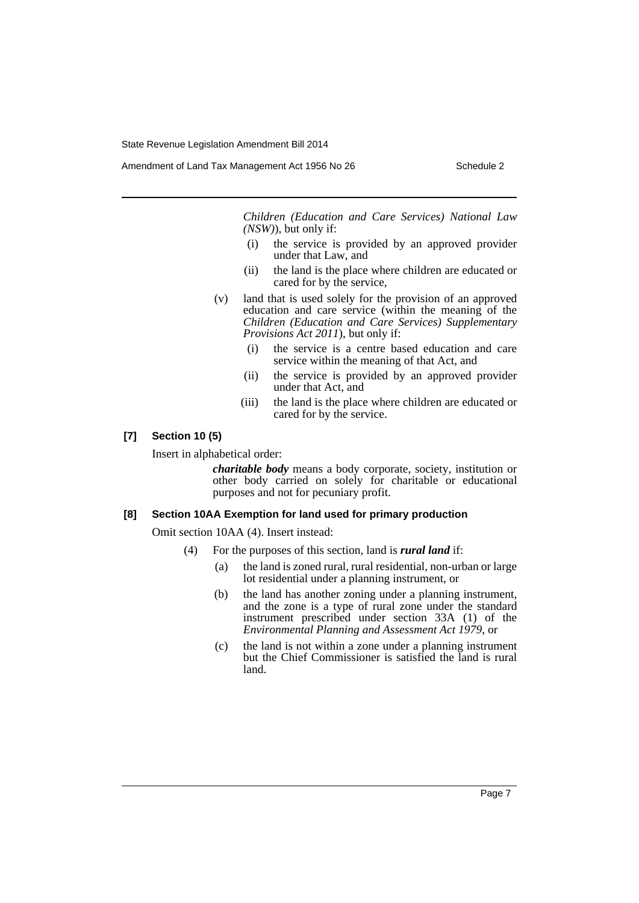*Children (Education and Care Services) National Law (NSW)*), but only if:

(i) the service is provided by an approved provider under that Law, and

(ii) the land is the place where children are educated or cared for by the service,

(v) land that is used solely for the provision of an approved education and care service (within the meaning of the *Children (Education and Care Services) Supplementary Provisions Act 2011*), but only if:

(i) the service is a centre based education and care service within the meaning of that Act, and

(ii) the service is provided by an approved provider under that Act, and

(iii) the land is the place where children are educated or cared for by the service.

**[7] Section 10 (5)**

Insert in alphabetical order:

> ***charitable body*** means a body corporate, society, institution or other body carried on solely for charitable or educational purposes and not for pecuniary profit.

**[8] Section 10AA Exemption for land used for primary production**

Omit section 10AA (4). Insert instead:

(4) For the purposes of this section, land is ***rural land*** if:

(a) the land is zoned rural, rural residential, non-urban or large lot residential under a planning instrument, or

(b) the land has another zoning under a planning instrument, and the zone is a type of rural zone under the standard instrument prescribed under section 33A (1) of the *Environmental Planning and Assessment Act 1979*, or

(c) the land is not within a zone under a planning instrument but the Chief Commissioner is satisfied the land is rural land.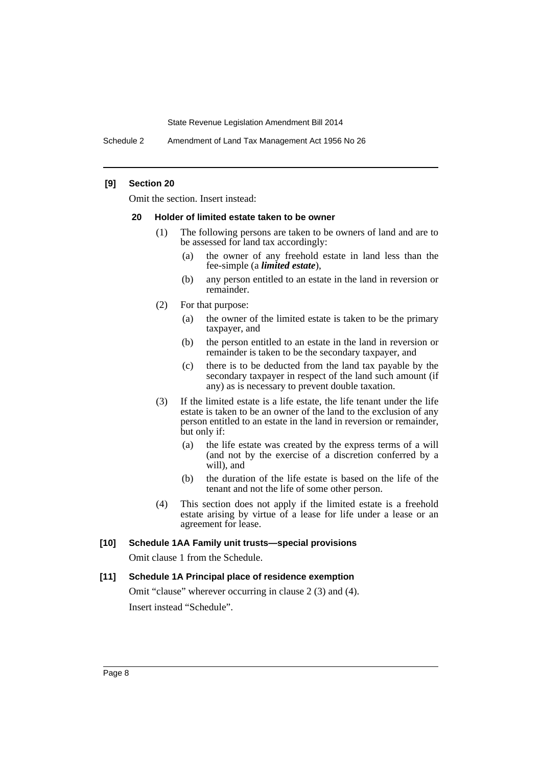**[9] Section 20**

Omit the section. Insert instead:

**20 Holder of limited estate taken to be owner**

(1) The following persons are taken to be owners of land and are to be assessed for land tax accordingly:

(a) the owner of any freehold estate in land less than the fee-simple (a ***limited estate***),

(b) any person entitled to an estate in the land in reversion or remainder.

(2) For that purpose:

(a) the owner of the limited estate is taken to be the primary taxpayer, and

(b) the person entitled to an estate in the land in reversion or remainder is taken to be the secondary taxpayer, and

(c) there is to be deducted from the land tax payable by the secondary taxpayer in respect of the land such amount (if any) as is necessary to prevent double taxation.

(3) If the limited estate is a life estate, the life tenant under the life estate is taken to be an owner of the land to the exclusion of any person entitled to an estate in the land in reversion or remainder, but only if:

(a) the life estate was created by the express terms of a will (and not by the exercise of a discretion conferred by a will), and

(b) the duration of the life estate is based on the life of the tenant and not the life of some other person.

(4) This section does not apply if the limited estate is a freehold estate arising by virtue of a lease for life under a lease or an agreement for lease.

**[10] Schedule 1AA Family unit trusts—special provisions**

Omit clause 1 from the Schedule.

**[11] Schedule 1A Principal place of residence exemption**

Omit "clause" wherever occurring in clause 2 (3) and (4).

Insert instead "Schedule".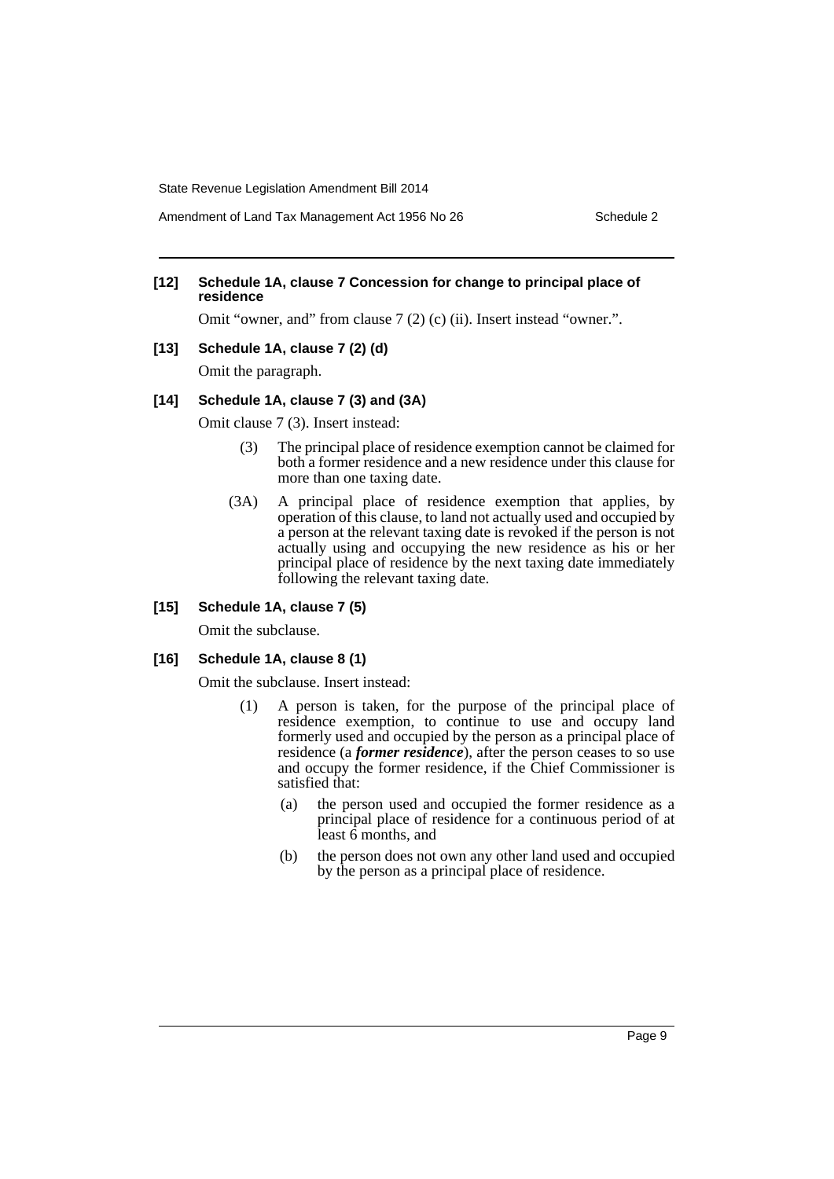**[12] Schedule 1A, clause 7 Concession for change to principal place of residence**

Omit "owner, and" from clause 7 (2) (c) (ii). Insert instead "owner.".

**[13] Schedule 1A, clause 7 (2) (d)**

Omit the paragraph.

**[14] Schedule 1A, clause 7 (3) and (3A)**

Omit clause 7 (3). Insert instead:

(3) The principal place of residence exemption cannot be claimed for both a former residence and a new residence under this clause for more than one taxing date.

(3A) A principal place of residence exemption that applies, by operation of this clause, to land not actually used and occupied by a person at the relevant taxing date is revoked if the person is not actually using and occupying the new residence as his or her principal place of residence by the next taxing date immediately following the relevant taxing date.

**[15] Schedule 1A, clause 7 (5)**

Omit the subclause.

**[16] Schedule 1A, clause 8 (1)**

Omit the subclause. Insert instead:

(1) A person is taken, for the purpose of the principal place of residence exemption, to continue to use and occupy land formerly used and occupied by the person as a principal place of residence (a ***former residence***), after the person ceases to so use and occupy the former residence, if the Chief Commissioner is satisfied that:

(a) the person used and occupied the former residence as a principal place of residence for a continuous period of at least 6 months, and

(b) the person does not own any other land used and occupied by the person as a principal place of residence.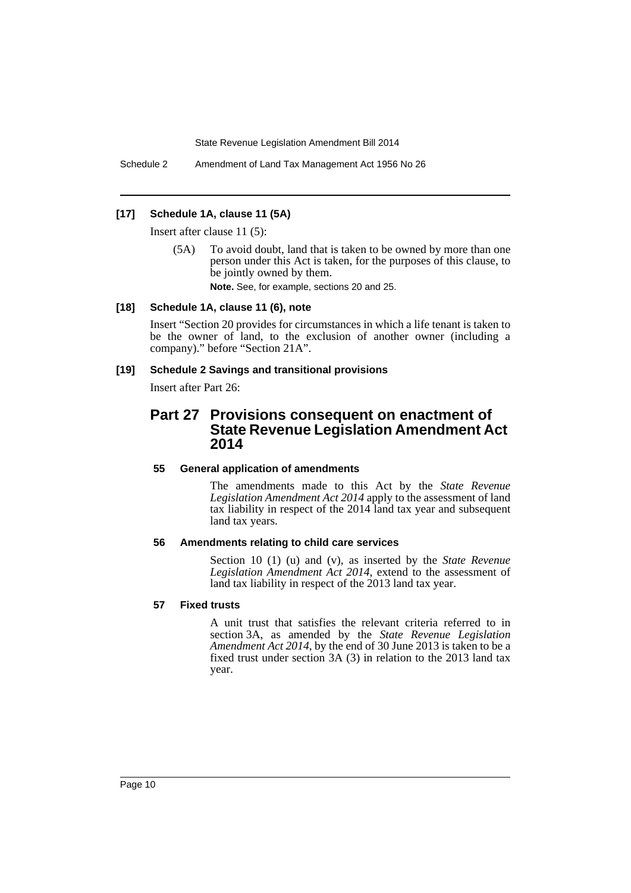### [17] Schedule 1A, clause 11 (5A)

Insert after clause 11 (5):

(5A) To avoid doubt, land that is taken to be owned by more than one person under this Act is taken, for the purposes of this clause, to be jointly owned by them.

**Note.** See, for example, sections 20 and 25.

### [18] Schedule 1A, clause 11 (6), note

Insert "Section 20 provides for circumstances in which a life tenant is taken to be the owner of land, to the exclusion of another owner (including a company)." before "Section 21A".

### [19] Schedule 2 Savings and transitional provisions

Insert after Part 26:

## Part 27 Provisions consequent on enactment of State Revenue Legislation Amendment Act 2014

#### 55 General application of amendments

The amendments made to this Act by the *State Revenue Legislation Amendment Act 2014* apply to the assessment of land tax liability in respect of the 2014 land tax year and subsequent land tax years.

#### 56 Amendments relating to child care services

Section 10 (1) (u) and (v), as inserted by the *State Revenue Legislation Amendment Act 2014*, extend to the assessment of land tax liability in respect of the 2013 land tax year.

#### 57 Fixed trusts

A unit trust that satisfies the relevant criteria referred to in section 3A, as amended by the *State Revenue Legislation Amendment Act 2014*, by the end of 30 June 2013 is taken to be a fixed trust under section 3A (3) in relation to the 2013 land tax year.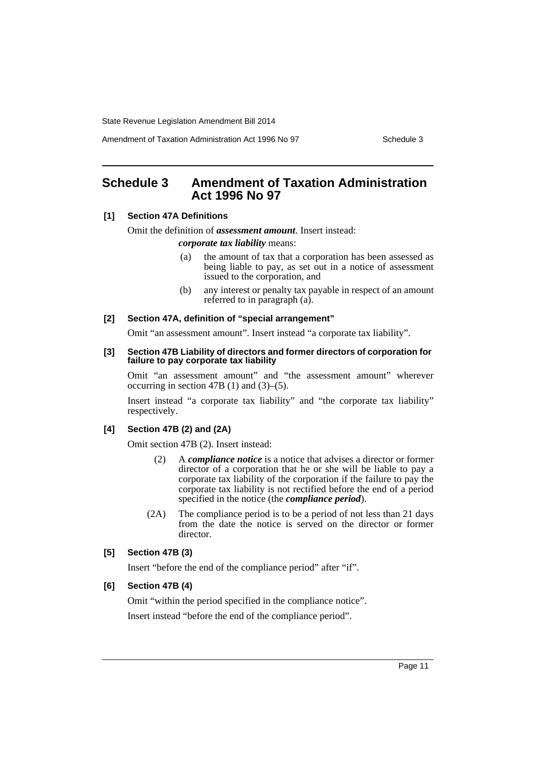# Schedule 3 Amendment of Taxation Administration Act 1996 No 97

**[1] Section 47A Definitions**

Omit the definition of ***assessment amount***. Insert instead:

> ***corporate tax liability*** means:
>
> (a) the amount of tax that a corporation has been assessed as being liable to pay, as set out in a notice of assessment issued to the corporation, and
>
> (b) any interest or penalty tax payable in respect of an amount referred to in paragraph (a).

**[2] Section 47A, definition of "special arrangement"**

Omit "an assessment amount". Insert instead "a corporate tax liability".

**[3] Section 47B Liability of directors and former directors of corporation for failure to pay corporate tax liability**

Omit "an assessment amount" and "the assessment amount" wherever occurring in section 47B (1) and (3)–(5).

Insert instead "a corporate tax liability" and "the corporate tax liability" respectively.

**[4] Section 47B (2) and (2A)**

Omit section 47B (2). Insert instead:

> (2) A ***compliance notice*** is a notice that advises a director or former director of a corporation that he or she will be liable to pay a corporate tax liability of the corporation if the failure to pay the corporate tax liability is not rectified before the end of a period specified in the notice (the ***compliance period***).
>
> (2A) The compliance period is to be a period of not less than 21 days from the date the notice is served on the director or former director.

**[5] Section 47B (3)**

Insert "before the end of the compliance period" after "if".

**[6] Section 47B (4)**

Omit "within the period specified in the compliance notice".

Insert instead "before the end of the compliance period".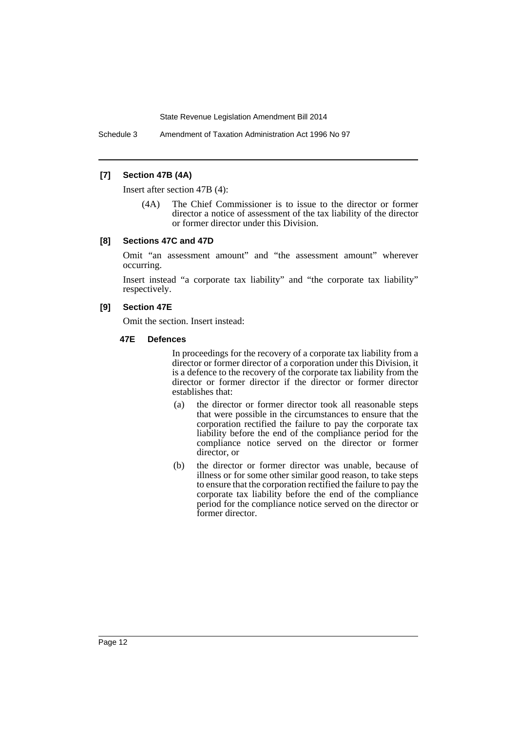**[7] Section 47B (4A)**

Insert after section 47B (4):

(4A) The Chief Commissioner is to issue to the director or former director a notice of assessment of the tax liability of the director or former director under this Division.

**[8] Sections 47C and 47D**

Omit "an assessment amount" and "the assessment amount" wherever occurring.

Insert instead "a corporate tax liability" and "the corporate tax liability" respectively.

**[9] Section 47E**

Omit the section. Insert instead:

**47E Defences**

In proceedings for the recovery of a corporate tax liability from a director or former director of a corporation under this Division, it is a defence to the recovery of the corporate tax liability from the director or former director if the director or former director establishes that:

(a) the director or former director took all reasonable steps that were possible in the circumstances to ensure that the corporation rectified the failure to pay the corporate tax liability before the end of the compliance period for the compliance notice served on the director or former director, or

(b) the director or former director was unable, because of illness or for some other similar good reason, to take steps to ensure that the corporation rectified the failure to pay the corporate tax liability before the end of the compliance period for the compliance notice served on the director or former director.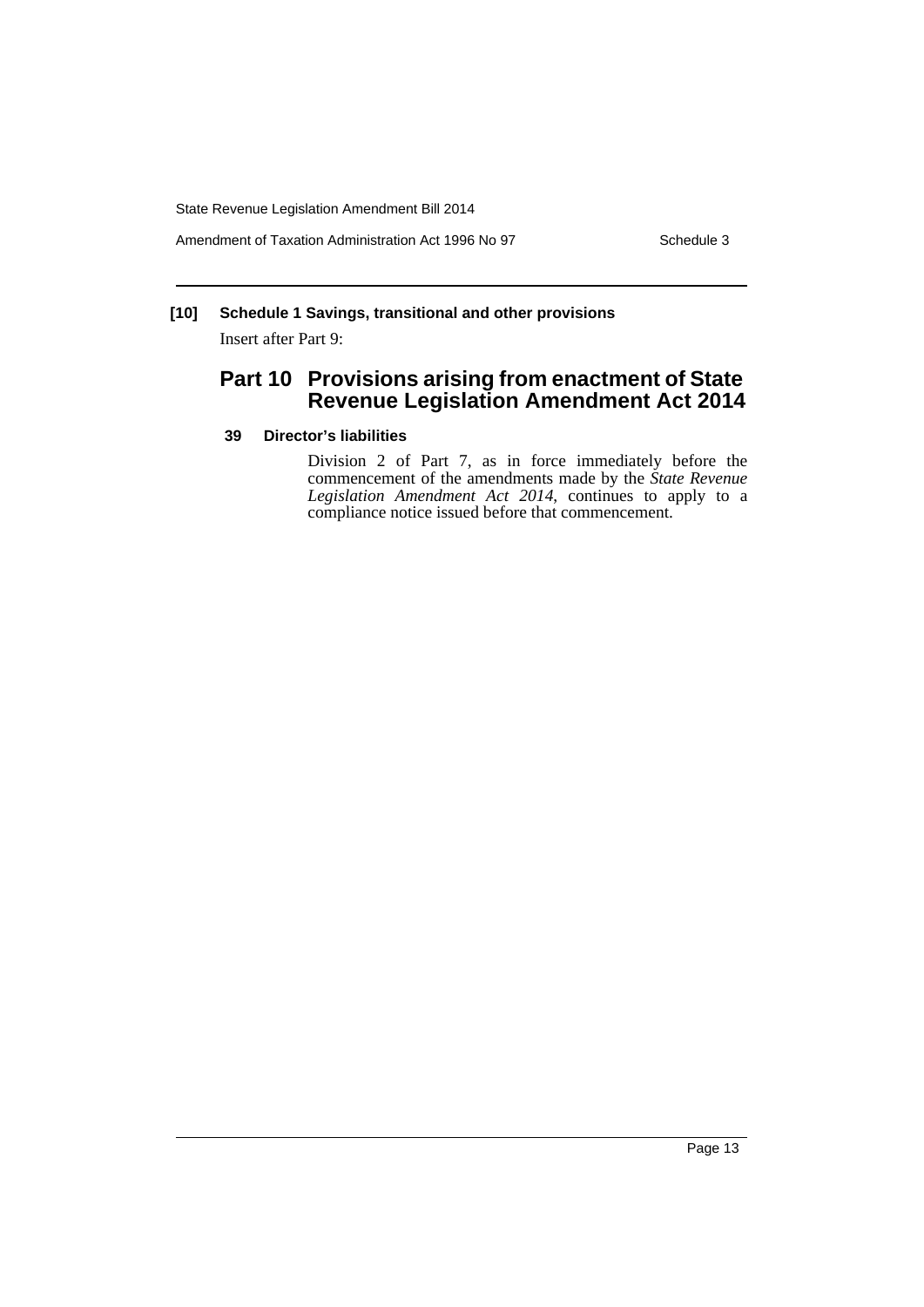**[10] Schedule 1 Savings, transitional and other provisions**

Insert after Part 9:

## Part 10 Provisions arising from enactment of State Revenue Legislation Amendment Act 2014

### 39 Director's liabilities

Division 2 of Part 7, as in force immediately before the commencement of the amendments made by the *State Revenue Legislation Amendment Act 2014*, continues to apply to a compliance notice issued before that commencement.